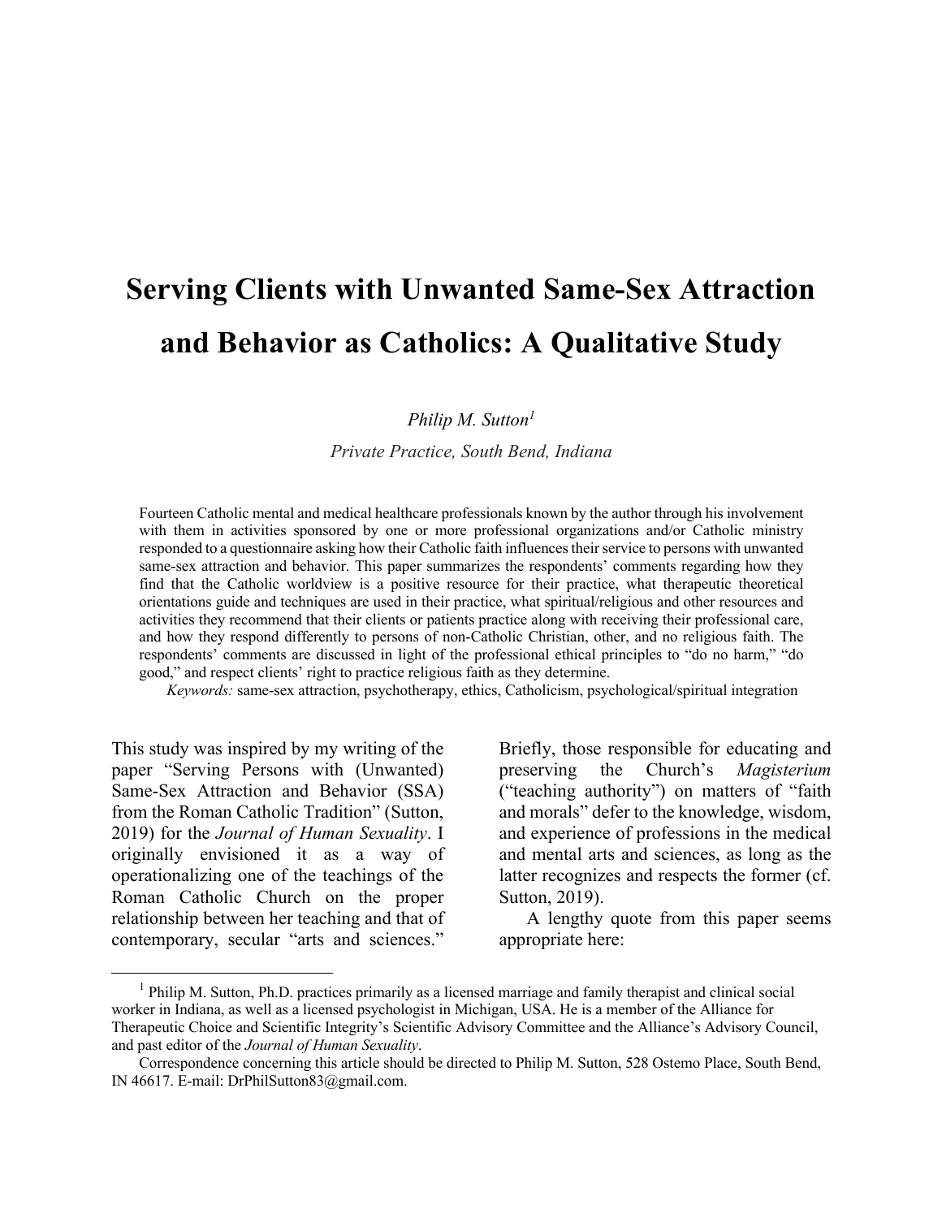# Serving Clients with Unwanted Same-Sex Attraction and Behavior as Catholics: A Qualitative Study

*Philip M. Sutton*[1]

*Private Practice, South Bend, Indiana*

Fourteen Catholic mental and medical healthcare professionals known by the author through his involvement with them in activities sponsored by one or more professional organizations and/or Catholic ministry responded to a questionnaire asking how their Catholic faith influences their service to persons with unwanted same-sex attraction and behavior. This paper summarizes the respondents' comments regarding how they find that the Catholic worldview is a positive resource for their practice, what therapeutic theoretical orientations guide and techniques are used in their practice, what spiritual/religious and other resources and activities they recommend that their clients or patients practice along with receiving their professional care, and how they respond differently to persons of non-Catholic Christian, other, and no religious faith. The respondents' comments are discussed in light of the professional ethical principles to "do no harm," "do good," and respect clients' right to practice religious faith as they determine.

*Keywords:* same-sex attraction, psychotherapy, ethics, Catholicism, psychological/spiritual integration

This study was inspired by my writing of the paper "Serving Persons with (Unwanted) Same-Sex Attraction and Behavior (SSA) from the Roman Catholic Tradition" (Sutton, 2019) for the *Journal of Human Sexuality*. I originally envisioned it as a way of operationalizing one of the teachings of the Roman Catholic Church on the proper relationship between her teaching and that of contemporary, secular "arts and sciences." Briefly, those responsible for educating and preserving the Church's *Magisterium* ("teaching authority") on matters of "faith and morals" defer to the knowledge, wisdom, and experience of professions in the medical and mental arts and sciences, as long as the latter recognizes and respects the former (cf. Sutton, 2019).

A lengthy quote from this paper seems appropriate here:

[1] Philip M. Sutton, Ph.D. practices primarily as a licensed marriage and family therapist and clinical social worker in Indiana, as well as a licensed psychologist in Michigan, USA. He is a member of the Alliance for Therapeutic Choice and Scientific Integrity's Scientific Advisory Committee and the Alliance's Advisory Council, and past editor of the *Journal of Human Sexuality*.

Correspondence concerning this article should be directed to Philip M. Sutton, 528 Ostemo Place, South Bend, IN 46617. E-mail: DrPhilSutton83@gmail.com.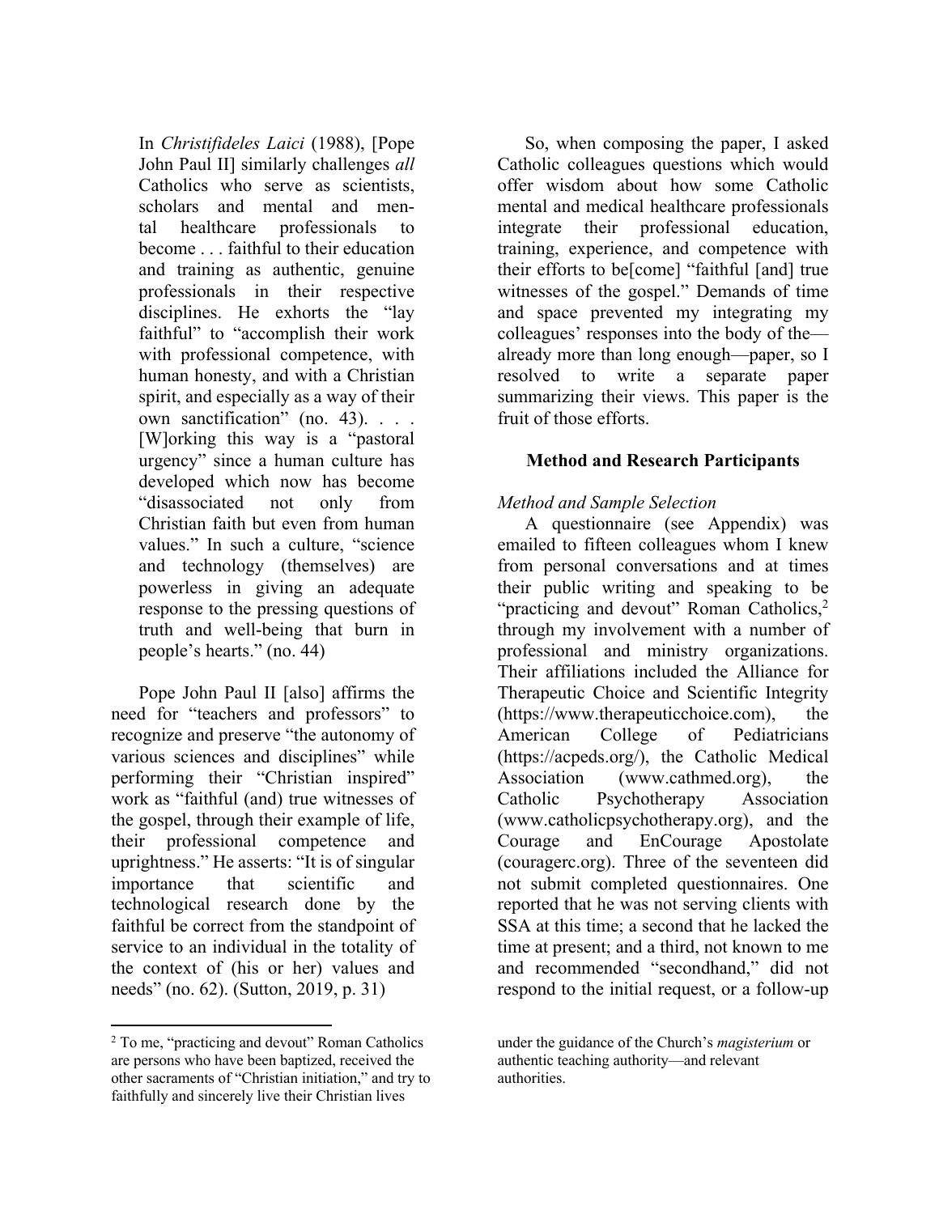In *Christifideles Laici* (1988), [Pope John Paul II] similarly challenges *all* Catholics who serve as scientists, scholars and mental and mental healthcare professionals to become . . . faithful to their education and training as authentic, genuine professionals in their respective disciplines. He exhorts the "lay faithful" to "accomplish their work with professional competence, with human honesty, and with a Christian spirit, and especially as a way of their own sanctification" (no. 43). . . . [W]orking this way is a "pastoral urgency" since a human culture has developed which now has become "disassociated not only from Christian faith but even from human values." In such a culture, "science and technology (themselves) are powerless in giving an adequate response to the pressing questions of truth and well-being that burn in people's hearts." (no. 44)

Pope John Paul II [also] affirms the need for "teachers and professors" to recognize and preserve "the autonomy of various sciences and disciplines" while performing their "Christian inspired" work as "faithful (and) true witnesses of the gospel, through their example of life, their professional competence and uprightness." He asserts: "It is of singular importance that scientific and technological research done by the faithful be correct from the standpoint of service to an individual in the totality of the context of (his or her) values and needs" (no. 62). (Sutton, 2019, p. 31)

So, when composing the paper, I asked Catholic colleagues questions which would offer wisdom about how some Catholic mental and medical healthcare professionals integrate their professional education, training, experience, and competence with their efforts to be[come] "faithful [and] true witnesses of the gospel." Demands of time and space prevented my integrating my colleagues' responses into the body of the—already more than long enough—paper, so I resolved to write a separate paper summarizing their views. This paper is the fruit of those efforts.

## Method and Research Participants

### *Method and Sample Selection*

A questionnaire (see Appendix) was emailed to fifteen colleagues whom I knew from personal conversations and at times their public writing and speaking to be "practicing and devout" Roman Catholics,[2] through my involvement with a number of professional and ministry organizations. Their affiliations included the Alliance for Therapeutic Choice and Scientific Integrity (https://www.therapeuticchoice.com), the American College of Pediatricians (https://acpeds.org/), the Catholic Medical Association (www.cathmed.org), the Catholic Psychotherapy Association (www.catholicpsychotherapy.org), and the Courage and EnCourage Apostolate (couragerc.org). Three of the seventeen did not submit completed questionnaires. One reported that he was not serving clients with SSA at this time; a second that he lacked the time at present; and a third, not known to me and recommended "secondhand," did not respond to the initial request, or a follow-up

[2] To me, "practicing and devout" Roman Catholics are persons who have been baptized, received the other sacraments of "Christian initiation," and try to faithfully and sincerely live their Christian lives under the guidance of the Church's *magisterium* or authentic teaching authority—and relevant authorities.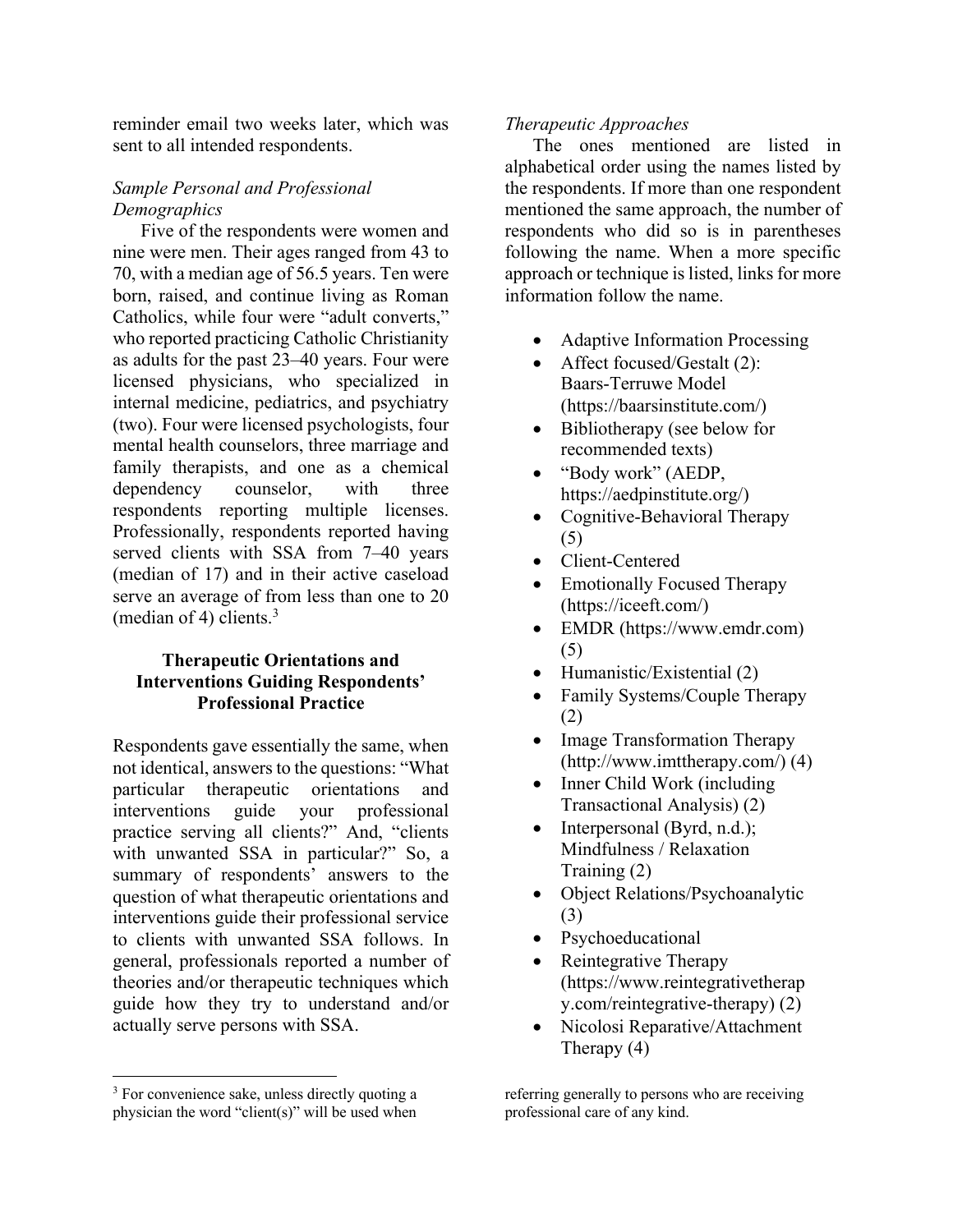reminder email two weeks later, which was sent to all intended respondents.

*Sample Personal and Professional Demographics*

Five of the respondents were women and nine were men. Their ages ranged from 43 to 70, with a median age of 56.5 years. Ten were born, raised, and continue living as Roman Catholics, while four were "adult converts," who reported practicing Catholic Christianity as adults for the past 23–40 years. Four were licensed physicians, who specialized in internal medicine, pediatrics, and psychiatry (two). Four were licensed psychologists, four mental health counselors, three marriage and family therapists, and one as a chemical dependency counselor, with three respondents reporting multiple licenses. Professionally, respondents reported having served clients with SSA from 7–40 years (median of 17) and in their active caseload serve an average of from less than one to 20 (median of 4) clients.[3]

## Therapeutic Orientations and Interventions Guiding Respondents' Professional Practice

Respondents gave essentially the same, when not identical, answers to the questions: "What particular therapeutic orientations and interventions guide your professional practice serving all clients?" And, "clients with unwanted SSA in particular?" So, a summary of respondents' answers to the question of what therapeutic orientations and interventions guide their professional service to clients with unwanted SSA follows. In general, professionals reported a number of theories and/or therapeutic techniques which guide how they try to understand and/or actually serve persons with SSA.

*Therapeutic Approaches*

The ones mentioned are listed in alphabetical order using the names listed by the respondents. If more than one respondent mentioned the same approach, the number of respondents who did so is in parentheses following the name. When a more specific approach or technique is listed, links for more information follow the name.

- Adaptive Information Processing
- Affect focused/Gestalt (2): Baars-Terruwe Model (https://baarsinstitute.com/)
- Bibliotherapy (see below for recommended texts)
- "Body work" (AEDP, https://aedpinstitute.org/)
- Cognitive-Behavioral Therapy (5)
- Client-Centered
- Emotionally Focused Therapy (https://iceeft.com/)
- EMDR (https://www.emdr.com) (5)
- Humanistic/Existential (2)
- Family Systems/Couple Therapy (2)
- Image Transformation Therapy (http://www.imttherapy.com/) (4)
- Inner Child Work (including Transactional Analysis) (2)
- Interpersonal (Byrd, n.d.); Mindfulness / Relaxation Training (2)
- Object Relations/Psychoanalytic (3)
- Psychoeducational
- Reintegrative Therapy (https://www.reintegrativetherapy.com/reintegrative-therapy) (2)
- Nicolosi Reparative/Attachment Therapy (4)

[3] For convenience sake, unless directly quoting a physician the word "client(s)" will be used when referring generally to persons who are receiving professional care of any kind.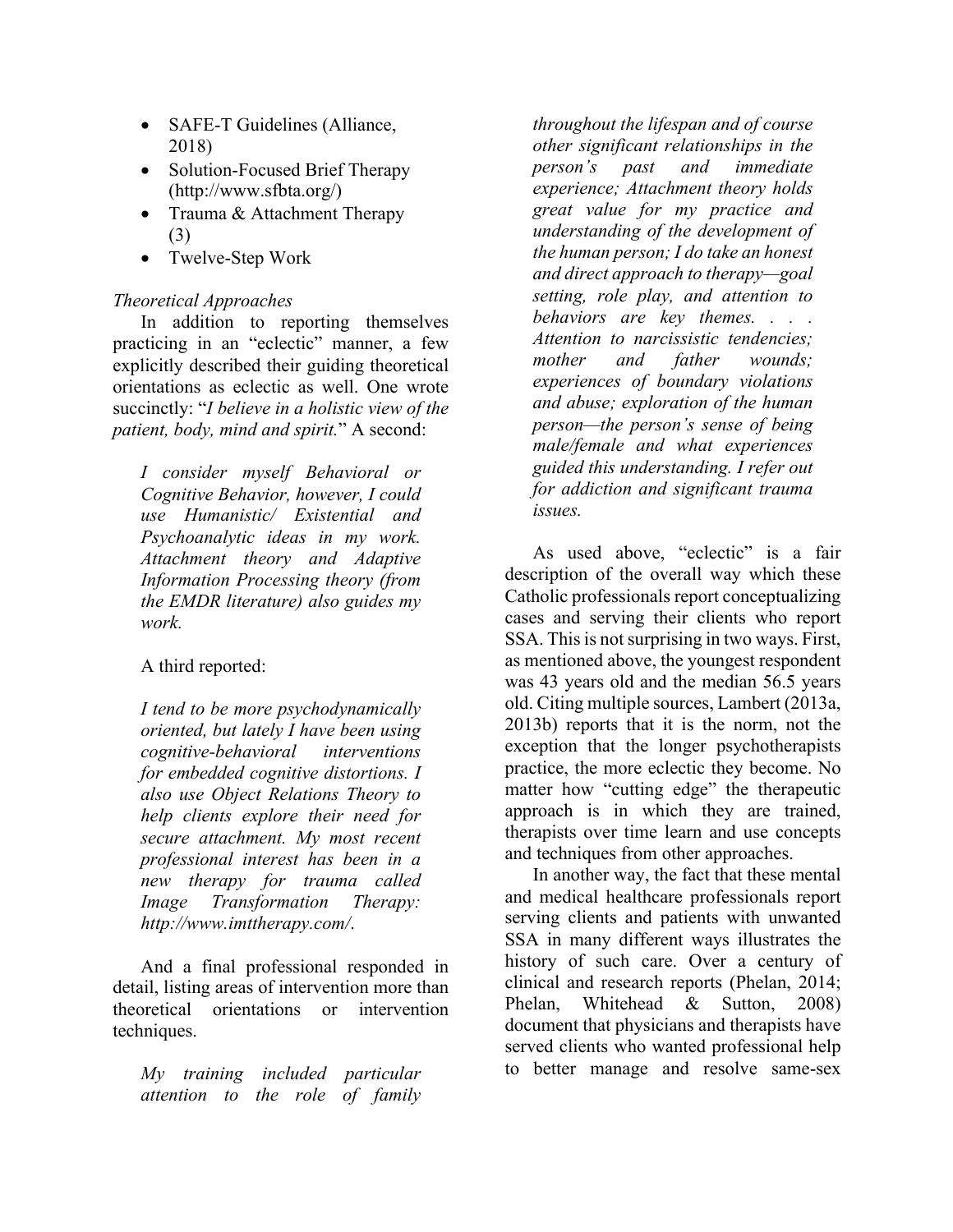- SAFE-T Guidelines (Alliance, 2018)
- Solution-Focused Brief Therapy (http://www.sfbta.org/)
- Trauma & Attachment Therapy (3)
- Twelve-Step Work

*Theoretical Approaches*

In addition to reporting themselves practicing in an "eclectic" manner, a few explicitly described their guiding theoretical orientations as eclectic as well. One wrote succinctly: "*I believe in a holistic view of the patient, body, mind and spirit.*" A second:

> *I consider myself Behavioral or Cognitive Behavior, however, I could use Humanistic/ Existential and Psychoanalytic ideas in my work. Attachment theory and Adaptive Information Processing theory (from the EMDR literature) also guides my work.*

A third reported:

> *I tend to be more psychodynamically oriented, but lately I have been using cognitive-behavioral interventions for embedded cognitive distortions. I also use Object Relations Theory to help clients explore their need for secure attachment. My most recent professional interest has been in a new therapy for trauma called Image Transformation Therapy: http://www.imttherapy.com/.*

And a final professional responded in detail, listing areas of intervention more than theoretical orientations or intervention techniques.

> *My training included particular attention to the role of family throughout the lifespan and of course other significant relationships in the person's past and immediate experience; Attachment theory holds great value for my practice and understanding of the development of the human person; I do take an honest and direct approach to therapy—goal setting, role play, and attention to behaviors are key themes. . . . Attention to narcissistic tendencies; mother and father wounds; experiences of boundary violations and abuse; exploration of the human person—the person's sense of being male/female and what experiences guided this understanding. I refer out for addiction and significant trauma issues.*

As used above, "eclectic" is a fair description of the overall way which these Catholic professionals report conceptualizing cases and serving their clients who report SSA. This is not surprising in two ways. First, as mentioned above, the youngest respondent was 43 years old and the median 56.5 years old. Citing multiple sources, Lambert (2013a, 2013b) reports that it is the norm, not the exception that the longer psychotherapists practice, the more eclectic they become. No matter how "cutting edge" the therapeutic approach is in which they are trained, therapists over time learn and use concepts and techniques from other approaches.

In another way, the fact that these mental and medical healthcare professionals report serving clients and patients with unwanted SSA in many different ways illustrates the history of such care. Over a century of clinical and research reports (Phelan, 2014; Phelan, Whitehead & Sutton, 2008) document that physicians and therapists have served clients who wanted professional help to better manage and resolve same-sex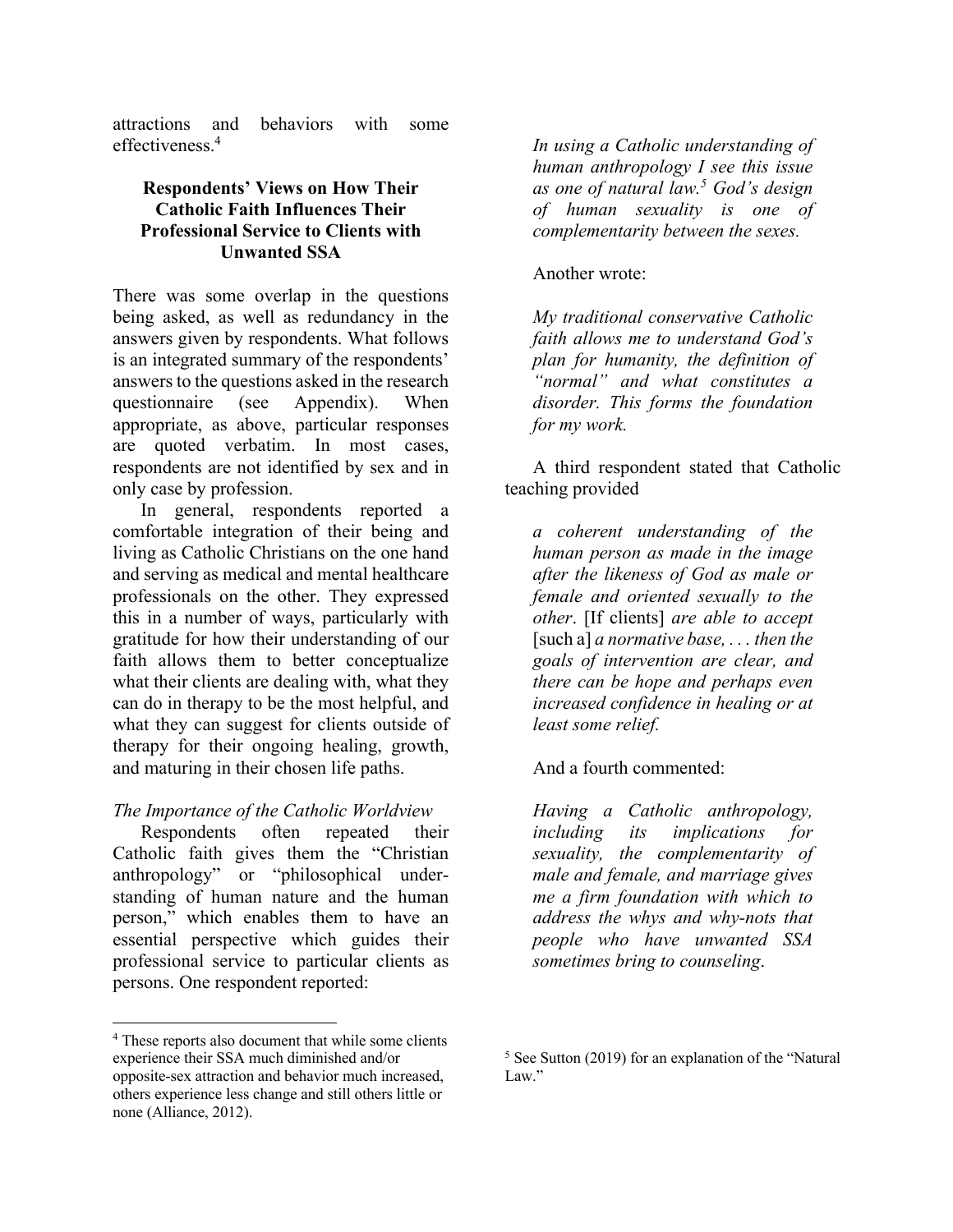attractions and behaviors with some effectiveness.[4]

### Respondents' Views on How Their Catholic Faith Influences Their Professional Service to Clients with Unwanted SSA

There was some overlap in the questions being asked, as well as redundancy in the answers given by respondents. What follows is an integrated summary of the respondents' answers to the questions asked in the research questionnaire (see Appendix). When appropriate, as above, particular responses are quoted verbatim. In most cases, respondents are not identified by sex and in only case by profession.

In general, respondents reported a comfortable integration of their being and living as Catholic Christians on the one hand and serving as medical and mental healthcare professionals on the other. They expressed this in a number of ways, particularly with gratitude for how their understanding of our faith allows them to better conceptualize what their clients are dealing with, what they can do in therapy to be the most helpful, and what they can suggest for clients outside of therapy for their ongoing healing, growth, and maturing in their chosen life paths.

*The Importance of the Catholic Worldview*

Respondents often repeated their Catholic faith gives them the "Christian anthropology" or "philosophical understanding of human nature and the human person," which enables them to have an essential perspective which guides their professional service to particular clients as persons. One respondent reported:

> *In using a Catholic understanding of human anthropology I see this issue as one of natural law.*[5] *God's design of human sexuality is one of complementarity between the sexes.*

Another wrote:

> *My traditional conservative Catholic faith allows me to understand God's plan for humanity, the definition of "normal" and what constitutes a disorder. This forms the foundation for my work.*

A third respondent stated that Catholic teaching provided

> *a coherent understanding of the human person as made in the image after the likeness of God as male or female and oriented sexually to the other*. [If clients] *are able to accept* [such a] *a normative base, . . . then the goals of intervention are clear, and there can be hope and perhaps even increased confidence in healing or at least some relief.*

And a fourth commented:

> *Having a Catholic anthropology, including its implications for sexuality, the complementarity of male and female, and marriage gives me a firm foundation with which to address the whys and why-nots that people who have unwanted SSA sometimes bring to counseling*.

---

[4] These reports also document that while some clients experience their SSA much diminished and/or opposite-sex attraction and behavior much increased, others experience less change and still others little or none (Alliance, 2012).

[5] See Sutton (2019) for an explanation of the "Natural Law."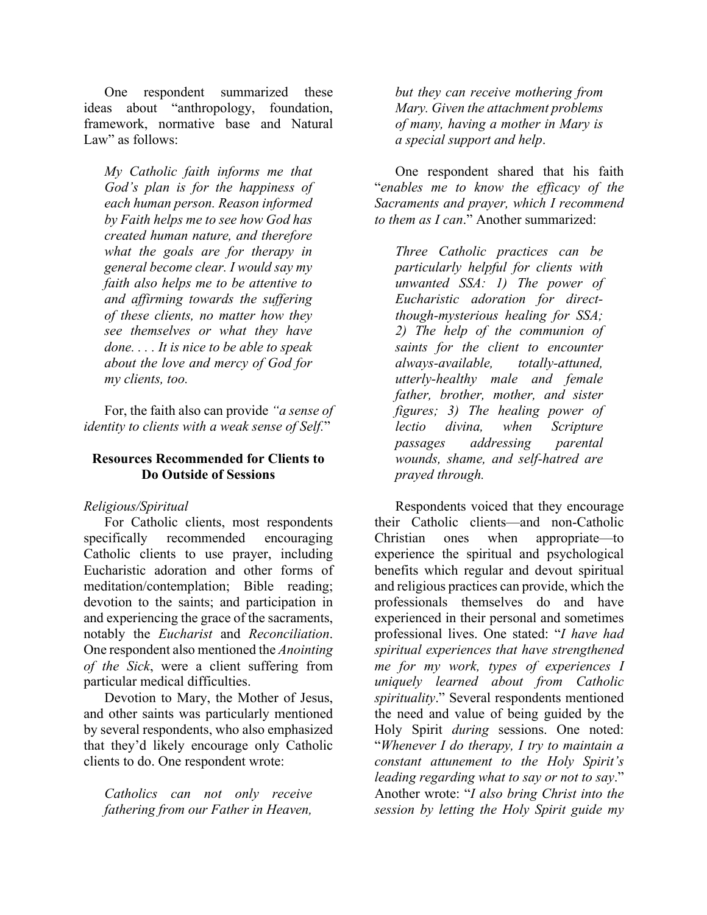One respondent summarized these ideas about "anthropology, foundation, framework, normative base and Natural Law" as follows:

> *My Catholic faith informs me that God's plan is for the happiness of each human person. Reason informed by Faith helps me to see how God has created human nature, and therefore what the goals are for therapy in general become clear. I would say my faith also helps me to be attentive to and affirming towards the suffering of these clients, no matter how they see themselves or what they have done. . . . It is nice to be able to speak about the love and mercy of God for my clients, too.*

For, the faith also can provide *"a sense of identity to clients with a weak sense of Self.*"

### Resources Recommended for Clients to Do Outside of Sessions

*Religious/Spiritual*

For Catholic clients, most respondents specifically recommended encouraging Catholic clients to use prayer, including Eucharistic adoration and other forms of meditation/contemplation; Bible reading; devotion to the saints; and participation in and experiencing the grace of the sacraments, notably the *Eucharist* and *Reconciliation*. One respondent also mentioned the *Anointing of the Sick*, were a client suffering from particular medical difficulties.

Devotion to Mary, the Mother of Jesus, and other saints was particularly mentioned by several respondents, who also emphasized that they'd likely encourage only Catholic clients to do. One respondent wrote:

> *Catholics can not only receive fathering from our Father in Heaven, but they can receive mothering from Mary. Given the attachment problems of many, having a mother in Mary is a special support and help*.

One respondent shared that his faith "*enables me to know the efficacy of the Sacraments and prayer, which I recommend to them as I can*." Another summarized:

> *Three Catholic practices can be particularly helpful for clients with unwanted SSA: 1) The power of Eucharistic adoration for direct-though-mysterious healing for SSA; 2) The help of the communion of saints for the client to encounter always-available, totally-attuned, utterly-healthy male and female father, brother, mother, and sister figures; 3) The healing power of lectio divina, when Scripture passages addressing parental wounds, shame, and self-hatred are prayed through.*

Respondents voiced that they encourage their Catholic clients—and non-Catholic Christian ones when appropriate—to experience the spiritual and psychological benefits which regular and devout spiritual and religious practices can provide, which the professionals themselves do and have experienced in their personal and sometimes professional lives. One stated: "*I have had spiritual experiences that have strengthened me for my work, types of experiences I uniquely learned about from Catholic spirituality*." Several respondents mentioned the need and value of being guided by the Holy Spirit *during* sessions. One noted: "*Whenever I do therapy, I try to maintain a constant attunement to the Holy Spirit's leading regarding what to say or not to say*." Another wrote: "*I also bring Christ into the session by letting the Holy Spirit guide my*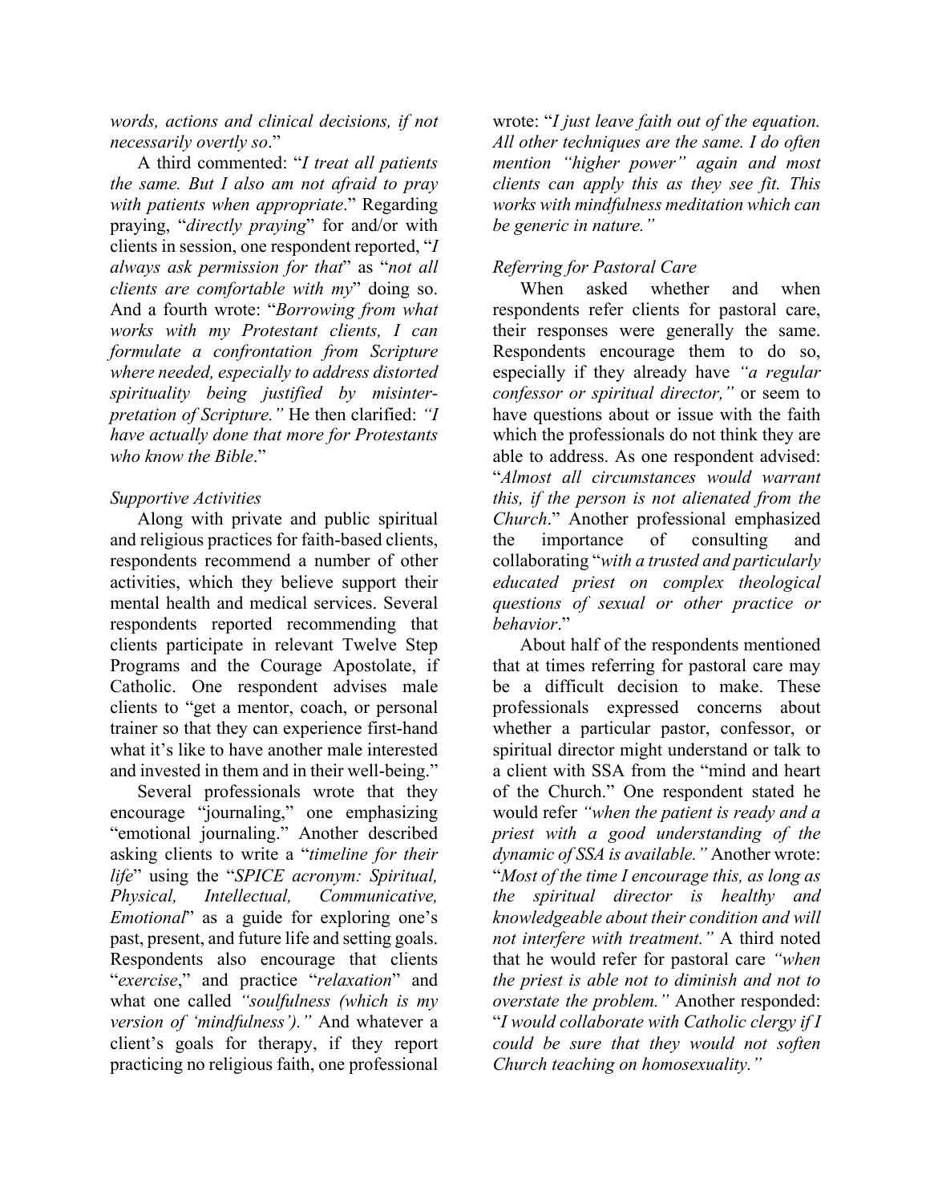*words, actions and clinical decisions, if not necessarily overtly so*."

A third commented: "*I treat all patients the same. But I also am not afraid to pray with patients when appropriate*." Regarding praying, "*directly praying*" for and/or with clients in session, one respondent reported, "*I always ask permission for that*" as "*not all clients are comfortable with my*" doing so. And a fourth wrote: "*Borrowing from what works with my Protestant clients, I can formulate a confrontation from Scripture where needed, especially to address distorted spirituality being justified by misinterpretation of Scripture.*" He then clarified: *"I have actually done that more for Protestants who know the Bible*."

*Supportive Activities*

Along with private and public spiritual and religious practices for faith-based clients, respondents recommend a number of other activities, which they believe support their mental health and medical services. Several respondents reported recommending that clients participate in relevant Twelve Step Programs and the Courage Apostolate, if Catholic. One respondent advises male clients to "get a mentor, coach, or personal trainer so that they can experience first-hand what it's like to have another male interested and invested in them and in their well-being."

Several professionals wrote that they encourage "journaling," one emphasizing "emotional journaling." Another described asking clients to write a "*timeline for their life*" using the "*SPICE acronym: Spiritual, Physical, Intellectual, Communicative, Emotional*" as a guide for exploring one's past, present, and future life and setting goals. Respondents also encourage that clients "*exercise*," and practice "*relaxation*" and what one called *"soulfulness (which is my version of 'mindfulness')."* And whatever a client's goals for therapy, if they report practicing no religious faith, one professional wrote: "*I just leave faith out of the equation. All other techniques are the same. I do often mention "higher power" again and most clients can apply this as they see fit. This works with mindfulness meditation which can be generic in nature."*

*Referring for Pastoral Care*

When asked whether and when respondents refer clients for pastoral care, their responses were generally the same. Respondents encourage them to do so, especially if they already have *"a regular confessor or spiritual director,"* or seem to have questions about or issue with the faith which the professionals do not think they are able to address. As one respondent advised: "*Almost all circumstances would warrant this, if the person is not alienated from the Church*." Another professional emphasized the importance of consulting and collaborating "*with a trusted and particularly educated priest on complex theological questions of sexual or other practice or behavior*."

About half of the respondents mentioned that at times referring for pastoral care may be a difficult decision to make. These professionals expressed concerns about whether a particular pastor, confessor, or spiritual director might understand or talk to a client with SSA from the "mind and heart of the Church." One respondent stated he would refer *"when the patient is ready and a priest with a good understanding of the dynamic of SSA is available."* Another wrote: "*Most of the time I encourage this, as long as the spiritual director is healthy and knowledgeable about their condition and will not interfere with treatment."* A third noted that he would refer for pastoral care *"when the priest is able not to diminish and not to overstate the problem."* Another responded: "*I would collaborate with Catholic clergy if I could be sure that they would not soften Church teaching on homosexuality."*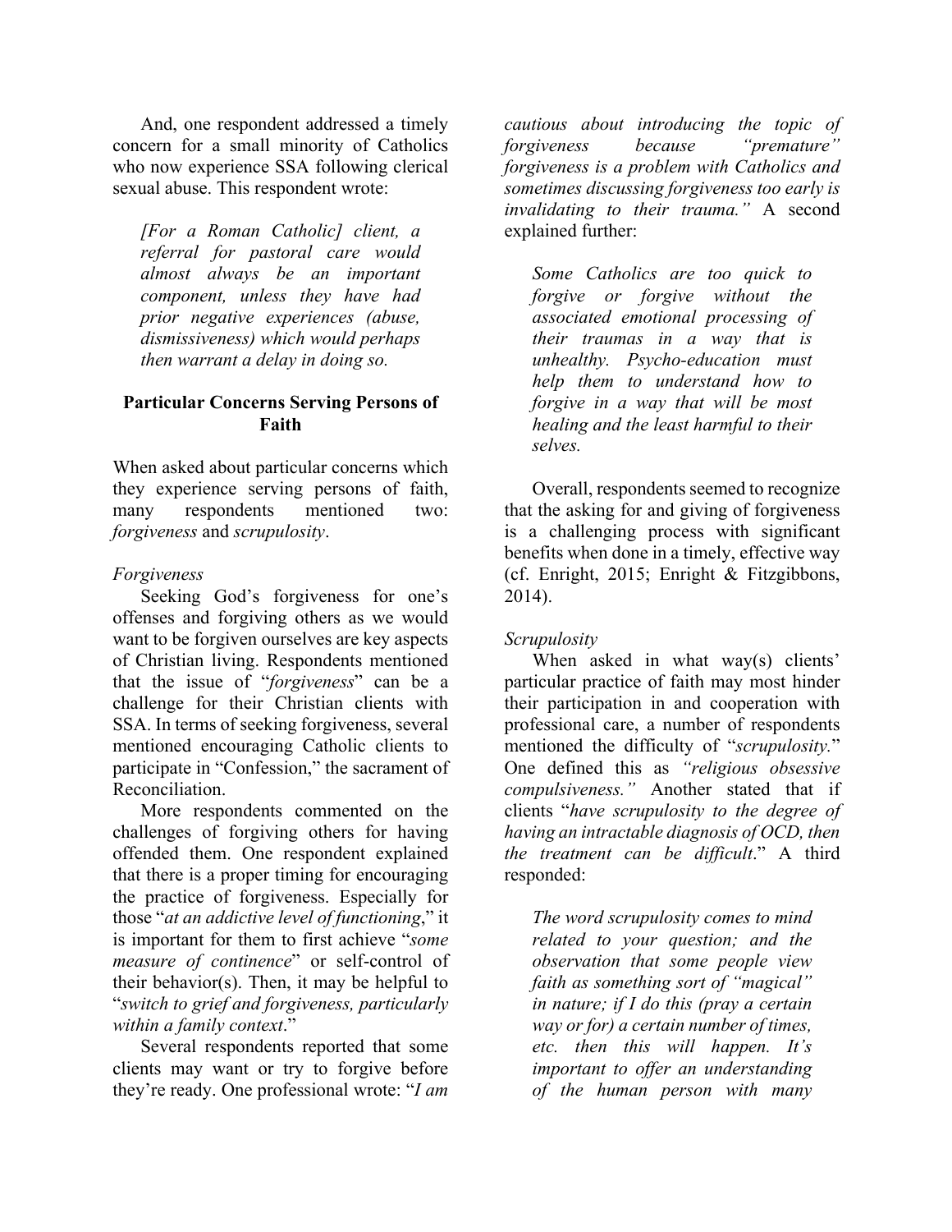And, one respondent addressed a timely concern for a small minority of Catholics who now experience SSA following clerical sexual abuse. This respondent wrote:

> *[For a Roman Catholic] client, a referral for pastoral care would almost always be an important component, unless they have had prior negative experiences (abuse, dismissiveness) which would perhaps then warrant a delay in doing so.*

## Particular Concerns Serving Persons of Faith

When asked about particular concerns which they experience serving persons of faith, many respondents mentioned two: *forgiveness* and *scrupulosity*.

### *Forgiveness*

Seeking God's forgiveness for one's offenses and forgiving others as we would want to be forgiven ourselves are key aspects of Christian living. Respondents mentioned that the issue of "*forgiveness*" can be a challenge for their Christian clients with SSA. In terms of seeking forgiveness, several mentioned encouraging Catholic clients to participate in "Confession," the sacrament of Reconciliation.

More respondents commented on the challenges of forgiving others for having offended them. One respondent explained that there is a proper timing for encouraging the practice of forgiveness. Especially for those "*at an addictive level of functioning*," it is important for them to first achieve "*some measure of continence*" or self-control of their behavior(s). Then, it may be helpful to "*switch to grief and forgiveness, particularly within a family context*."

Several respondents reported that some clients may want or try to forgive before they're ready. One professional wrote: "*I am cautious about introducing the topic of forgiveness because "premature" forgiveness is a problem with Catholics and sometimes discussing forgiveness too early is invalidating to their trauma."* A second explained further:

> *Some Catholics are too quick to forgive or forgive without the associated emotional processing of their traumas in a way that is unhealthy. Psycho-education must help them to understand how to forgive in a way that will be most healing and the least harmful to their selves.*

Overall, respondents seemed to recognize that the asking for and giving of forgiveness is a challenging process with significant benefits when done in a timely, effective way (cf. Enright, 2015; Enright & Fitzgibbons, 2014).

### *Scrupulosity*

When asked in what way(s) clients' particular practice of faith may most hinder their participation in and cooperation with professional care, a number of respondents mentioned the difficulty of "*scrupulosity.*" One defined this as *"religious obsessive compulsiveness."* Another stated that if clients "*have scrupulosity to the degree of having an intractable diagnosis of OCD, then the treatment can be difficult*." A third responded:

> *The word scrupulosity comes to mind related to your question; and the observation that some people view faith as something sort of "magical" in nature; if I do this (pray a certain way or for) a certain number of times, etc. then this will happen. It's important to offer an understanding of the human person with many*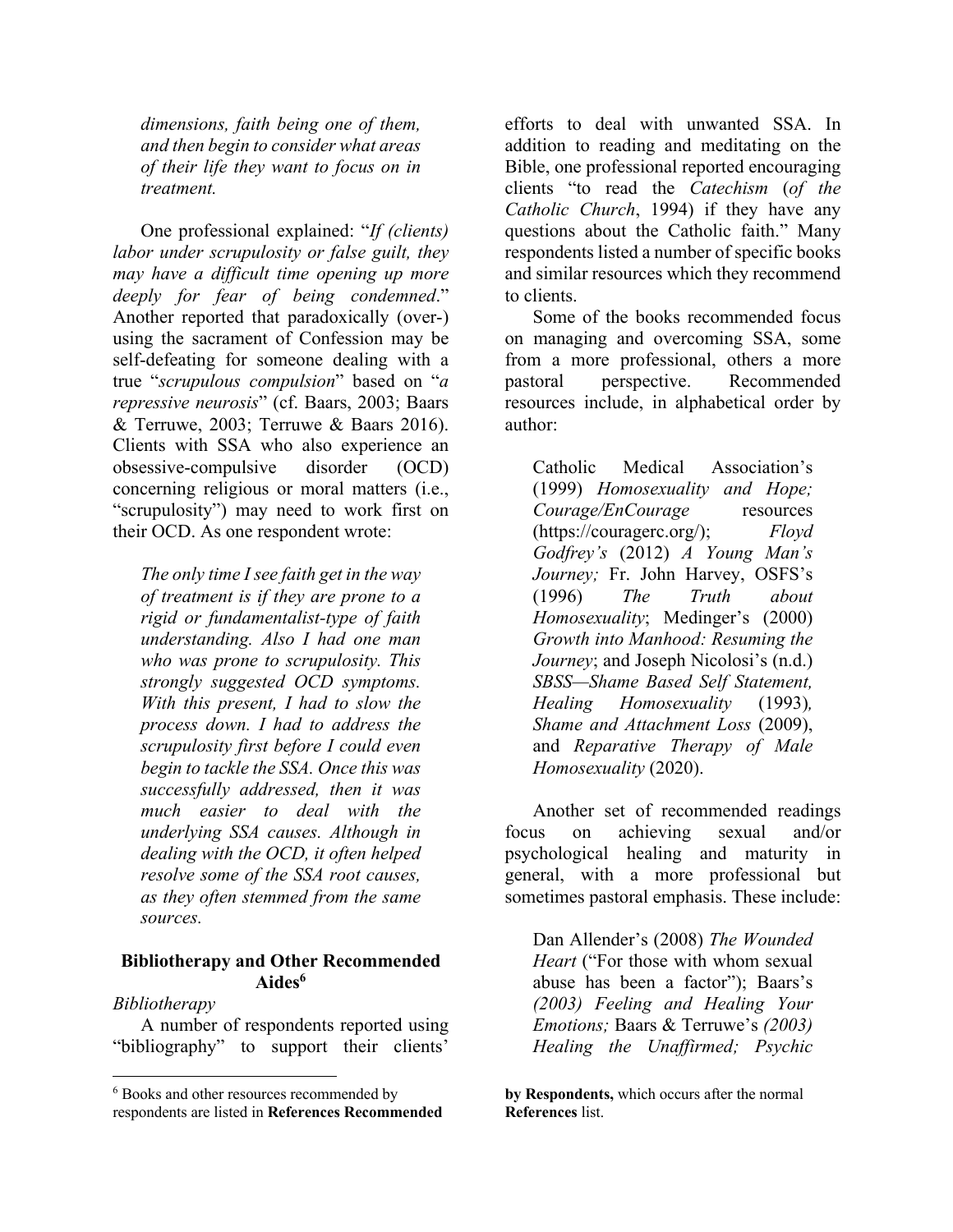*dimensions, faith being one of them, and then begin to consider what areas of their life they want to focus on in treatment.*

One professional explained: "*If (clients) labor under scrupulosity or false guilt, they may have a difficult time opening up more deeply for fear of being condemned*." Another reported that paradoxically (over-) using the sacrament of Confession may be self-defeating for someone dealing with a true "*scrupulous compulsion*" based on "*a repressive neurosis*" (cf. Baars, 2003; Baars & Terruwe, 2003; Terruwe & Baars 2016). Clients with SSA who also experience an obsessive-compulsive disorder (OCD) concerning religious or moral matters (i.e., "scrupulosity") may need to work first on their OCD. As one respondent wrote:

*The only time I see faith get in the way of treatment is if they are prone to a rigid or fundamentalist-type of faith understanding. Also I had one man who was prone to scrupulosity. This strongly suggested OCD symptoms. With this present, I had to slow the process down. I had to address the scrupulosity first before I could even begin to tackle the SSA. Once this was successfully addressed, then it was much easier to deal with the underlying SSA causes. Although in dealing with the OCD, it often helped resolve some of the SSA root causes, as they often stemmed from the same sources.*

### Bibliotherapy and Other Recommended Aides[6]

*Bibliotherapy*

A number of respondents reported using "bibliography" to support their clients' efforts to deal with unwanted SSA. In addition to reading and meditating on the Bible, one professional reported encouraging clients "to read the *Catechism* (*of the Catholic Church*, 1994) if they have any questions about the Catholic faith." Many respondents listed a number of specific books and similar resources which they recommend to clients.

Some of the books recommended focus on managing and overcoming SSA, some from a more professional, others a more pastoral perspective. Recommended resources include, in alphabetical order by author:

Catholic Medical Association's (1999) *Homosexuality and Hope; Courage/EnCourage* resources (https://couragerc.org/); *Floyd Godfrey's* (2012) *A Young Man's Journey;* Fr. John Harvey, OSFS's (1996) *The Truth about Homosexuality*; Medinger's (2000) *Growth into Manhood: Resuming the Journey*; and Joseph Nicolosi's (n.d.) *SBSS—Shame Based Self Statement, Healing Homosexuality* (1993)*, Shame and Attachment Loss* (2009), and *Reparative Therapy of Male Homosexuality* (2020).

Another set of recommended readings focus on achieving sexual and/or psychological healing and maturity in general, with a more professional but sometimes pastoral emphasis. These include:

Dan Allender's (2008) *The Wounded Heart* ("For those with whom sexual abuse has been a factor"); Baars's *(2003) Feeling and Healing Your Emotions;* Baars & Terruwe's *(2003) Healing the Unaffirmed; Psychic*

[6] Books and other resources recommended by respondents are listed in **References Recommended by Respondents,** which occurs after the normal **References** list.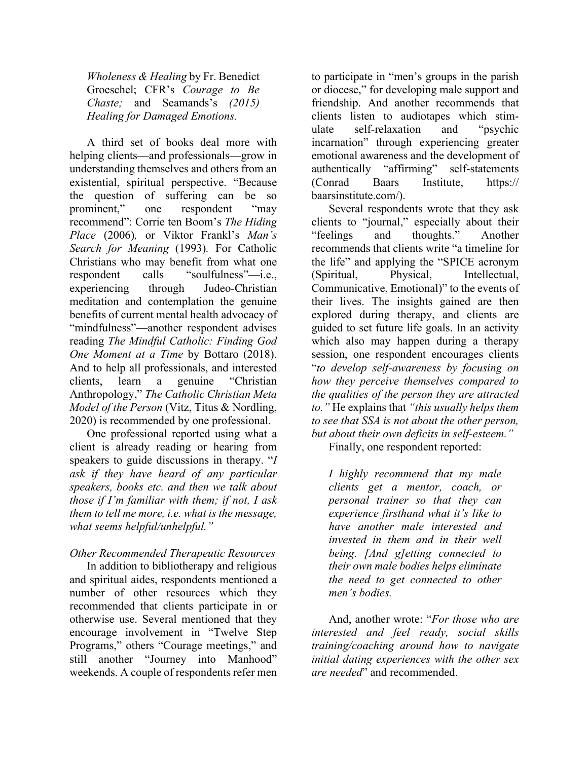*Wholeness & Healing* by Fr. Benedict Groeschel; CFR's *Courage to Be Chaste;* and Seamands's *(2015) Healing for Damaged Emotions.*

A third set of books deal more with helping clients—and professionals—grow in understanding themselves and others from an existential, spiritual perspective. "Because the question of suffering can be so prominent," one respondent "may recommend": Corrie ten Boom's *The Hiding Place* (2006)*,* or Viktor Frankl's *Man's Search for Meaning* (1993)*.* For Catholic Christians who may benefit from what one respondent calls "soulfulness"—i.e., experiencing through Judeo-Christian meditation and contemplation the genuine benefits of current mental health advocacy of "mindfulness"—another respondent advises reading *The Mindful Catholic: Finding God One Moment at a Time* by Bottaro (2018). And to help all professionals, and interested clients, learn a genuine "Christian Anthropology," *The Catholic Christian Meta Model of the Person* (Vitz, Titus & Nordling, 2020) is recommended by one professional.

One professional reported using what a client is already reading or hearing from speakers to guide discussions in therapy. "*I ask if they have heard of any particular speakers, books etc. and then we talk about those if I'm familiar with them; if not, I ask them to tell me more, i.e. what is the message, what seems helpful/unhelpful."*

*Other Recommended Therapeutic Resources*

In addition to bibliotherapy and religious and spiritual aides, respondents mentioned a number of other resources which they recommended that clients participate in or otherwise use. Several mentioned that they encourage involvement in "Twelve Step Programs," others "Courage meetings," and still another "Journey into Manhood" weekends. A couple of respondents refer men to participate in "men's groups in the parish or diocese," for developing male support and friendship. And another recommends that clients listen to audiotapes which stimulate self-relaxation and "psychic incarnation" through experiencing greater emotional awareness and the development of authentically "affirming" self-statements (Conrad Baars Institute, https://baarsinstitute.com/).

Several respondents wrote that they ask clients to "journal," especially about their "feelings and thoughts." Another recommends that clients write "a timeline for the life" and applying the "SPICE acronym (Spiritual, Physical, Intellectual, Communicative, Emotional)" to the events of their lives. The insights gained are then explored during therapy, and clients are guided to set future life goals. In an activity which also may happen during a therapy session, one respondent encourages clients "*to develop self-awareness by focusing on how they perceive themselves compared to the qualities of the person they are attracted to."* He explains that *"this usually helps them to see that SSA is not about the other person, but about their own deficits in self-esteem."*

Finally, one respondent reported:

> *I highly recommend that my male clients get a mentor, coach, or personal trainer so that they can experience firsthand what it's like to have another male interested and invested in them and in their well being. [And g]etting connected to their own male bodies helps eliminate the need to get connected to other men's bodies.*

And, another wrote: "*For those who are interested and feel ready, social skills training/coaching around how to navigate initial dating experiences with the other sex are needed*" and recommended.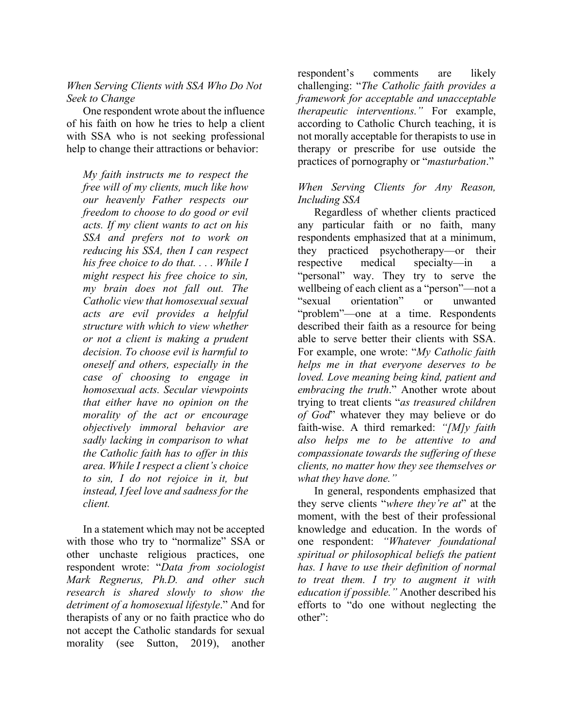*When Serving Clients with SSA Who Do Not Seek to Change*

One respondent wrote about the influence of his faith on how he tries to help a client with SSA who is not seeking professional help to change their attractions or behavior:

> *My faith instructs me to respect the free will of my clients, much like how our heavenly Father respects our freedom to choose to do good or evil acts. If my client wants to act on his SSA and prefers not to work on reducing his SSA, then I can respect his free choice to do that. . . . While I might respect his free choice to sin, my brain does not fall out. The Catholic view that homosexual sexual acts are evil provides a helpful structure with which to view whether or not a client is making a prudent decision. To choose evil is harmful to oneself and others, especially in the case of choosing to engage in homosexual acts. Secular viewpoints that either have no opinion on the morality of the act or encourage objectively immoral behavior are sadly lacking in comparison to what the Catholic faith has to offer in this area. While I respect a client's choice to sin, I do not rejoice in it, but instead, I feel love and sadness for the client.*

In a statement which may not be accepted with those who try to "normalize" SSA or other unchaste religious practices, one respondent wrote: "*Data from sociologist Mark Regnerus, Ph.D. and other such research is shared slowly to show the detriment of a homosexual lifestyle*." And for therapists of any or no faith practice who do not accept the Catholic standards for sexual morality (see Sutton, 2019), another respondent's comments are likely challenging: "*The Catholic faith provides a framework for acceptable and unacceptable therapeutic interventions."* For example, according to Catholic Church teaching, it is not morally acceptable for therapists to use in therapy or prescribe for use outside the practices of pornography or "*masturbation*."

*When Serving Clients for Any Reason, Including SSA*

Regardless of whether clients practiced any particular faith or no faith, many respondents emphasized that at a minimum, they practiced psychotherapy—or their respective medical specialty—in a "personal" way. They try to serve the wellbeing of each client as a "person"—not a "sexual orientation" or unwanted "problem"—one at a time. Respondents described their faith as a resource for being able to serve better their clients with SSA. For example, one wrote: "*My Catholic faith helps me in that everyone deserves to be loved. Love meaning being kind, patient and embracing the truth*." Another wrote about trying to treat clients "*as treasured children of God*" whatever they may believe or do faith-wise. A third remarked: *"[M]y faith also helps me to be attentive to and compassionate towards the suffering of these clients, no matter how they see themselves or what they have done."*

In general, respondents emphasized that they serve clients "*where they're at*" at the moment, with the best of their professional knowledge and education. In the words of one respondent: *"Whatever foundational spiritual or philosophical beliefs the patient has. I have to use their definition of normal to treat them. I try to augment it with education if possible."* Another described his efforts to "do one without neglecting the other":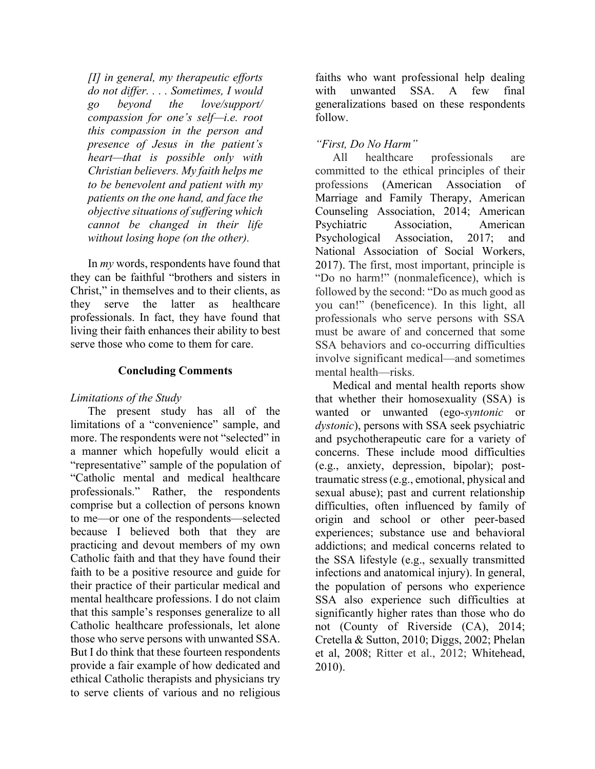*[I] in general, my therapeutic efforts do not differ. . . . Sometimes, I would go beyond the love/support/ compassion for one's self—i.e. root this compassion in the person and presence of Jesus in the patient's heart—that is possible only with Christian believers. My faith helps me to be benevolent and patient with my patients on the one hand, and face the objective situations of suffering which cannot be changed in their life without losing hope (on the other).*

In *my* words, respondents have found that they can be faithful "brothers and sisters in Christ," in themselves and to their clients, as they serve the latter as healthcare professionals. In fact, they have found that living their faith enhances their ability to best serve those who come to them for care.

## Concluding Comments

### *Limitations of the Study*

The present study has all of the limitations of a "convenience" sample, and more. The respondents were not "selected" in a manner which hopefully would elicit a "representative" sample of the population of "Catholic mental and medical healthcare professionals." Rather, the respondents comprise but a collection of persons known to me—or one of the respondents—selected because I believed both that they are practicing and devout members of my own Catholic faith and that they have found their faith to be a positive resource and guide for their practice of their particular medical and mental healthcare professions. I do not claim that this sample's responses generalize to all Catholic healthcare professionals, let alone those who serve persons with unwanted SSA. But I do think that these fourteen respondents provide a fair example of how dedicated and ethical Catholic therapists and physicians try to serve clients of various and no religious faiths who want professional help dealing with unwanted SSA. A few final generalizations based on these respondents follow.

### *"First, Do No Harm"*

All healthcare professionals are committed to the ethical principles of their professions (American Association of Marriage and Family Therapy, American Counseling Association, 2014; American Psychiatric Association, American Psychological Association, 2017; and National Association of Social Workers, 2017). The first, most important, principle is "Do no harm!" (nonmaleficence), which is followed by the second: "Do as much good as you can!" (beneficence). In this light, all professionals who serve persons with SSA must be aware of and concerned that some SSA behaviors and co-occurring difficulties involve significant medical—and sometimes mental health—risks.

Medical and mental health reports show that whether their homosexuality (SSA) is wanted or unwanted (ego-*syntonic* or *dystonic*), persons with SSA seek psychiatric and psychotherapeutic care for a variety of concerns. These include mood difficulties (e.g., anxiety, depression, bipolar); post-traumatic stress (e.g., emotional, physical and sexual abuse); past and current relationship difficulties, often influenced by family of origin and school or other peer-based experiences; substance use and behavioral addictions; and medical concerns related to the SSA lifestyle (e.g., sexually transmitted infections and anatomical injury). In general, the population of persons who experience SSA also experience such difficulties at significantly higher rates than those who do not (County of Riverside (CA), 2014; Cretella & Sutton, 2010; Diggs, 2002; Phelan et al, 2008; Ritter et al., 2012; Whitehead, 2010).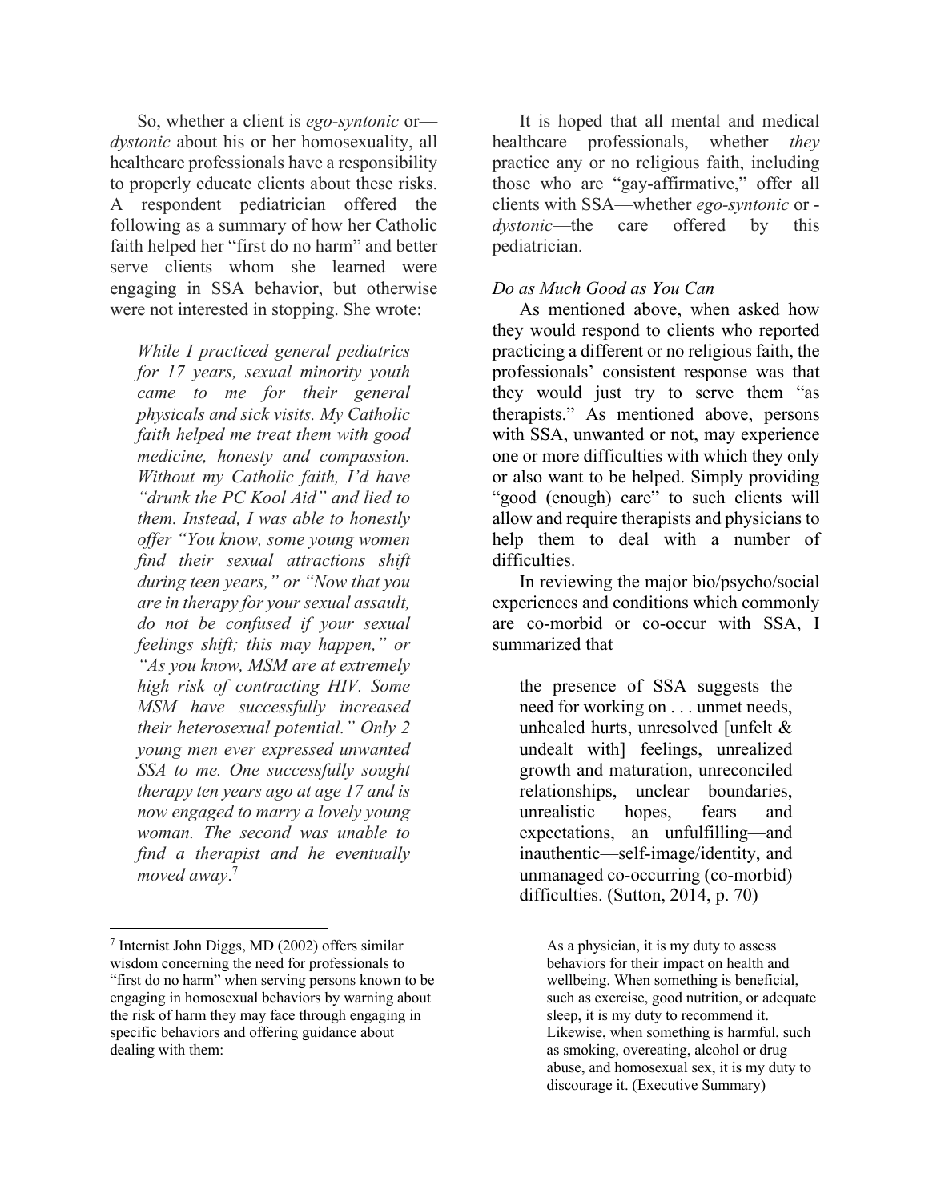So, whether a client is *ego-syntonic* or—*dystonic* about his or her homosexuality, all healthcare professionals have a responsibility to properly educate clients about these risks. A respondent pediatrician offered the following as a summary of how her Catholic faith helped her "first do no harm" and better serve clients whom she learned were engaging in SSA behavior, but otherwise were not interested in stopping. She wrote:

> *While I practiced general pediatrics for 17 years, sexual minority youth came to me for their general physicals and sick visits. My Catholic faith helped me treat them with good medicine, honesty and compassion. Without my Catholic faith, I'd have "drunk the PC Kool Aid" and lied to them. Instead, I was able to honestly offer "You know, some young women find their sexual attractions shift during teen years," or "Now that you are in therapy for your sexual assault, do not be confused if your sexual feelings shift; this may happen," or "As you know, MSM are at extremely high risk of contracting HIV. Some MSM have successfully increased their heterosexual potential." Only 2 young men ever expressed unwanted SSA to me. One successfully sought therapy ten years ago at age 17 and is now engaged to marry a lovely young woman. The second was unable to find a therapist and he eventually moved away.*[7]

It is hoped that all mental and medical healthcare professionals, whether *they* practice any or no religious faith, including those who are "gay-affirmative," offer all clients with SSA—whether *ego-syntonic* or -*dystonic*—the care offered by this pediatrician.

*Do as Much Good as You Can*

As mentioned above, when asked how they would respond to clients who reported practicing a different or no religious faith, the professionals' consistent response was that they would just try to serve them "as therapists." As mentioned above, persons with SSA, unwanted or not, may experience one or more difficulties with which they only or also want to be helped. Simply providing "good (enough) care" to such clients will allow and require therapists and physicians to help them to deal with a number of difficulties.

In reviewing the major bio/psycho/social experiences and conditions which commonly are co-morbid or co-occur with SSA, I summarized that

> the presence of SSA suggests the need for working on . . . unmet needs, unhealed hurts, unresolved [unfelt & undealt with] feelings, unrealized growth and maturation, unreconciled relationships, unclear boundaries, unrealistic hopes, fears and expectations, an unfulfilling—and inauthentic—self-image/identity, and unmanaged co-occurring (co-morbid) difficulties. (Sutton, 2014, p. 70)

[7] Internist John Diggs, MD (2002) offers similar wisdom concerning the need for professionals to "first do no harm" when serving persons known to be engaging in homosexual behaviors by warning about the risk of harm they may face through engaging in specific behaviors and offering guidance about dealing with them:

> As a physician, it is my duty to assess behaviors for their impact on health and wellbeing. When something is beneficial, such as exercise, good nutrition, or adequate sleep, it is my duty to recommend it. Likewise, when something is harmful, such as smoking, overeating, alcohol or drug abuse, and homosexual sex, it is my duty to discourage it. (Executive Summary)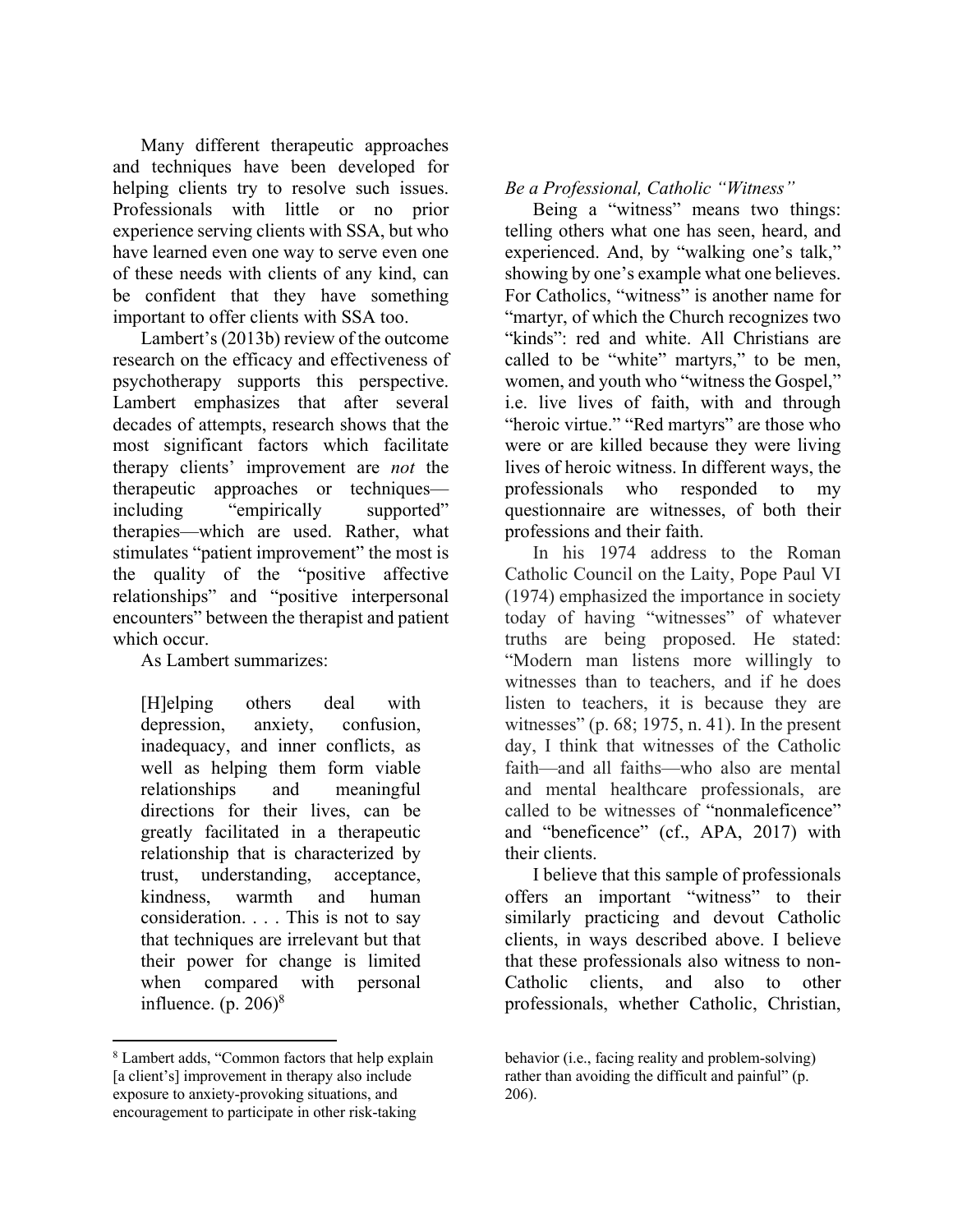Many different therapeutic approaches and techniques have been developed for helping clients try to resolve such issues. Professionals with little or no prior experience serving clients with SSA, but who have learned even one way to serve even one of these needs with clients of any kind, can be confident that they have something important to offer clients with SSA too.

Lambert's (2013b) review of the outcome research on the efficacy and effectiveness of psychotherapy supports this perspective. Lambert emphasizes that after several decades of attempts, research shows that the most significant factors which facilitate therapy clients' improvement are *not* the therapeutic approaches or techniques—including "empirically supported" therapies—which are used. Rather, what stimulates "patient improvement" the most is the quality of the "positive affective relationships" and "positive interpersonal encounters" between the therapist and patient which occur.

As Lambert summarizes:

> [H]elping others deal with depression, anxiety, confusion, inadequacy, and inner conflicts, as well as helping them form viable relationships and meaningful directions for their lives, can be greatly facilitated in a therapeutic relationship that is characterized by trust, understanding, acceptance, kindness, warmth and human consideration. . . . This is not to say that techniques are irrelevant but that their power for change is limited when compared with personal influence. (p. 206)[8]

*Be a Professional, Catholic "Witness"*

Being a "witness" means two things: telling others what one has seen, heard, and experienced. And, by "walking one's talk," showing by one's example what one believes. For Catholics, "witness" is another name for "martyr, of which the Church recognizes two "kinds": red and white. All Christians are called to be "white" martyrs," to be men, women, and youth who "witness the Gospel," i.e. live lives of faith, with and through "heroic virtue." "Red martyrs" are those who were or are killed because they were living lives of heroic witness. In different ways, the professionals who responded to my questionnaire are witnesses, of both their professions and their faith.

In his 1974 address to the Roman Catholic Council on the Laity, Pope Paul VI (1974) emphasized the importance in society today of having "witnesses" of whatever truths are being proposed. He stated: "Modern man listens more willingly to witnesses than to teachers, and if he does listen to teachers, it is because they are witnesses" (p. 68; 1975, n. 41). In the present day, I think that witnesses of the Catholic faith—and all faiths—who also are mental and mental healthcare professionals, are called to be witnesses of "nonmaleficence" and "beneficence" (cf., APA, 2017) with their clients.

I believe that this sample of professionals offers an important "witness" to their similarly practicing and devout Catholic clients, in ways described above. I believe that these professionals also witness to non-Catholic clients, and also to other professionals, whether Catholic, Christian,

---

[8] Lambert adds, "Common factors that help explain [a client's] improvement in therapy also include exposure to anxiety-provoking situations, and encouragement to participate in other risk-taking behavior (i.e., facing reality and problem-solving) rather than avoiding the difficult and painful" (p. 206).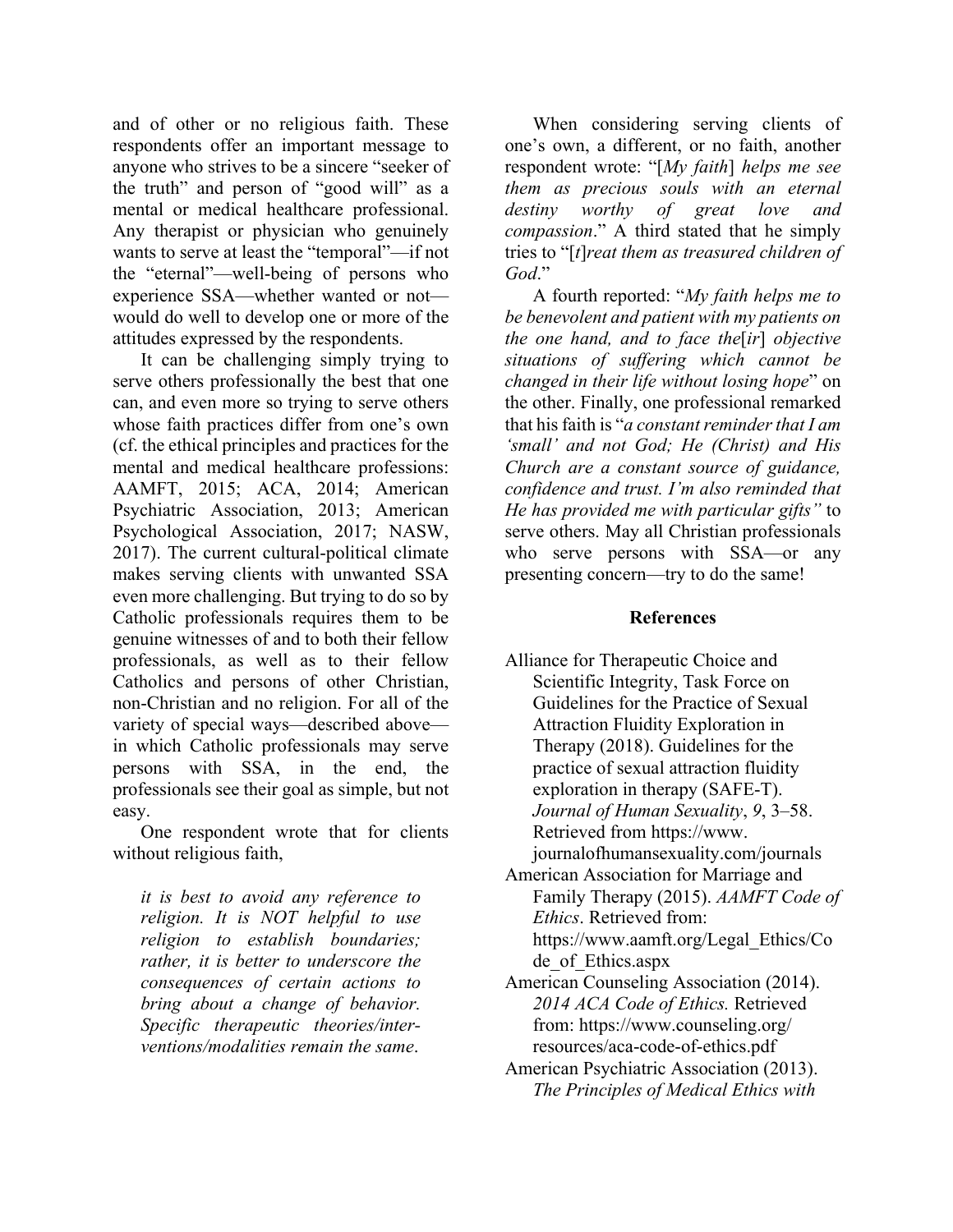and of other or no religious faith. These respondents offer an important message to anyone who strives to be a sincere "seeker of the truth" and person of "good will" as a mental or medical healthcare professional. Any therapist or physician who genuinely wants to serve at least the "temporal"—if not the "eternal"—well-being of persons who experience SSA—whether wanted or not—would do well to develop one or more of the attitudes expressed by the respondents.

It can be challenging simply trying to serve others professionally the best that one can, and even more so trying to serve others whose faith practices differ from one's own (cf. the ethical principles and practices for the mental and medical healthcare professions: AAMFT, 2015; ACA, 2014; American Psychiatric Association, 2013; American Psychological Association, 2017; NASW, 2017). The current cultural-political climate makes serving clients with unwanted SSA even more challenging. But trying to do so by Catholic professionals requires them to be genuine witnesses of and to both their fellow professionals, as well as to their fellow Catholics and persons of other Christian, non-Christian and no religion. For all of the variety of special ways—described above—in which Catholic professionals may serve persons with SSA, in the end, the professionals see their goal as simple, but not easy.

One respondent wrote that for clients without religious faith,

> *it is best to avoid any reference to religion. It is NOT helpful to use religion to establish boundaries; rather, it is better to underscore the consequences of certain actions to bring about a change of behavior. Specific therapeutic theories/interventions/modalities remain the same*.

When considering serving clients of one's own, a different, or no faith, another respondent wrote: "[*My faith*] *helps me see them as precious souls with an eternal destiny worthy of great love and compassion*." A third stated that he simply tries to "[*t*]*reat them as treasured children of God*."

A fourth reported: "*My faith helps me to be benevolent and patient with my patients on the one hand, and to face the*[*ir*] *objective situations of suffering which cannot be changed in their life without losing hope*" on the other. Finally, one professional remarked that his faith is "*a constant reminder that I am 'small' and not God; He (Christ) and His Church are a constant source of guidance, confidence and trust. I'm also reminded that He has provided me with particular gifts"* to serve others. May all Christian professionals who serve persons with SSA—or any presenting concern—try to do the same!

## References

Alliance for Therapeutic Choice and Scientific Integrity, Task Force on Guidelines for the Practice of Sexual Attraction Fluidity Exploration in Therapy (2018). Guidelines for the practice of sexual attraction fluidity exploration in therapy (SAFE-T). *Journal of Human Sexuality*, *9*, 3–58. Retrieved from https://www.journalofhumansexuality.com/journals

American Association for Marriage and Family Therapy (2015). *AAMFT Code of Ethics*. Retrieved from: https://www.aamft.org/Legal_Ethics/Code_of_Ethics.aspx

American Counseling Association (2014). *2014 ACA Code of Ethics.* Retrieved from: https://www.counseling.org/resources/aca-code-of-ethics.pdf

American Psychiatric Association (2013). *The Principles of Medical Ethics with*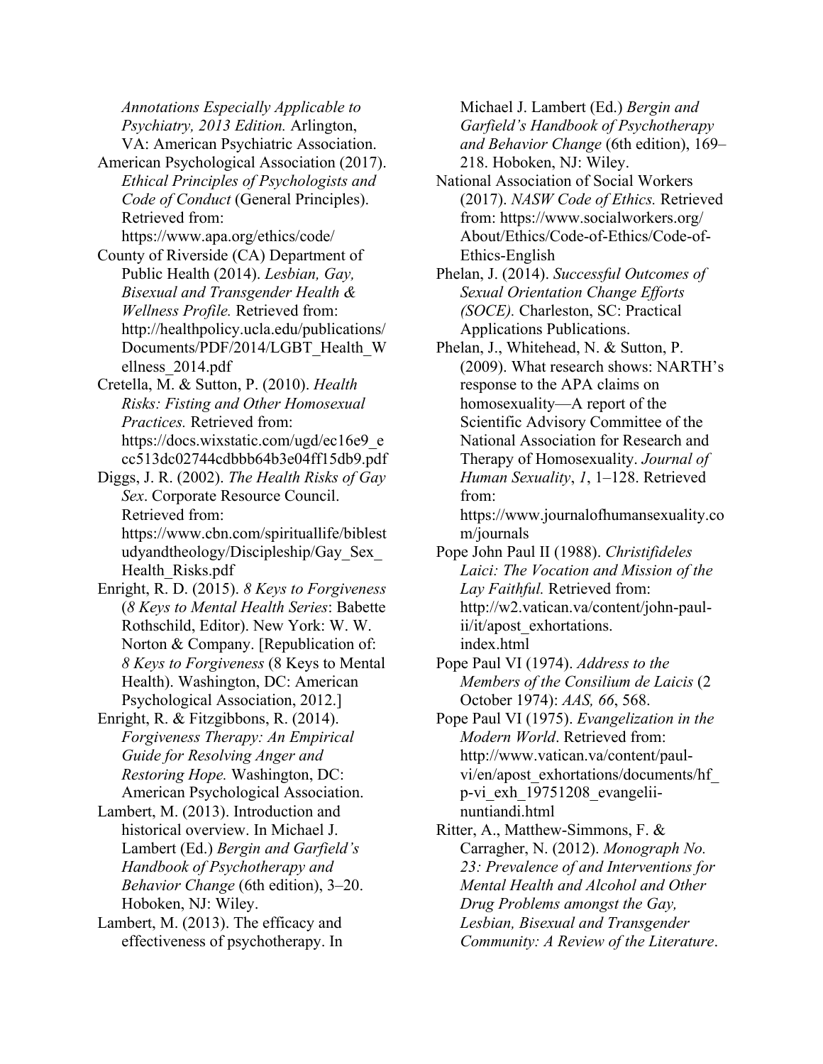*Annotations Especially Applicable to Psychiatry, 2013 Edition.* Arlington, VA: American Psychiatric Association.

American Psychological Association (2017). *Ethical Principles of Psychologists and Code of Conduct* (General Principles). Retrieved from: https://www.apa.org/ethics/code/

County of Riverside (CA) Department of Public Health (2014). *Lesbian, Gay, Bisexual and Transgender Health & Wellness Profile.* Retrieved from: http://healthpolicy.ucla.edu/publications/Documents/PDF/2014/LGBT_Health_Wellness_2014.pdf

Cretella, M. & Sutton, P. (2010). *Health Risks: Fisting and Other Homosexual Practices.* Retrieved from: https://docs.wixstatic.com/ugd/ec16e9_ecc513dc02744cdbbb64b3e04ff15db9.pdf

Diggs, J. R. (2002). *The Health Risks of Gay Sex*. Corporate Resource Council. Retrieved from: https://www.cbn.com/spirituallife/biblestudyandtheology/Discipleship/Gay_Sex_Health_Risks.pdf

Enright, R. D. (2015). *8 Keys to Forgiveness* (*8 Keys to Mental Health Series*: Babette Rothschild, Editor). New York: W. W. Norton & Company. [Republication of: *8 Keys to Forgiveness* (8 Keys to Mental Health). Washington, DC: American Psychological Association, 2012.]

Enright, R. & Fitzgibbons, R. (2014). *Forgiveness Therapy: An Empirical Guide for Resolving Anger and Restoring Hope.* Washington, DC: American Psychological Association.

Lambert, M. (2013). Introduction and historical overview. In Michael J. Lambert (Ed.) *Bergin and Garfield's Handbook of Psychotherapy and Behavior Change* (6th edition), 3–20. Hoboken, NJ: Wiley.

Lambert, M. (2013). The efficacy and effectiveness of psychotherapy. In Michael J. Lambert (Ed.) *Bergin and Garfield's Handbook of Psychotherapy and Behavior Change* (6th edition), 169–218. Hoboken, NJ: Wiley.

National Association of Social Workers (2017). *NASW Code of Ethics.* Retrieved from: https://www.socialworkers.org/About/Ethics/Code-of-Ethics/Code-of-Ethics-English

Phelan, J. (2014). *Successful Outcomes of Sexual Orientation Change Efforts (SOCE).* Charleston, SC: Practical Applications Publications.

Phelan, J., Whitehead, N. & Sutton, P. (2009). What research shows: NARTH's response to the APA claims on homosexuality—A report of the Scientific Advisory Committee of the National Association for Research and Therapy of Homosexuality. *Journal of Human Sexuality*, *1*, 1–128. Retrieved from: https://www.journalofhumansexuality.com/journals

Pope John Paul II (1988). *Christifideles Laici: The Vocation and Mission of the Lay Faithful.* Retrieved from: http://w2.vatican.va/content/john-paul-ii/it/apost_exhortations.index.html

Pope Paul VI (1974). *Address to the Members of the Consilium de Laicis* (2 October 1974): *AAS, 66*, 568.

Pope Paul VI (1975). *Evangelization in the Modern World*. Retrieved from: http://www.vatican.va/content/paul-vi/en/apost_exhortations/documents/hf_p-vi_exh_19751208_evangelii-nuntiandi.html

Ritter, A., Matthew-Simmons, F. & Carragher, N. (2012). *Monograph No. 23: Prevalence of and Interventions for Mental Health and Alcohol and Other Drug Problems amongst the Gay, Lesbian, Bisexual and Transgender Community: A Review of the Literature*.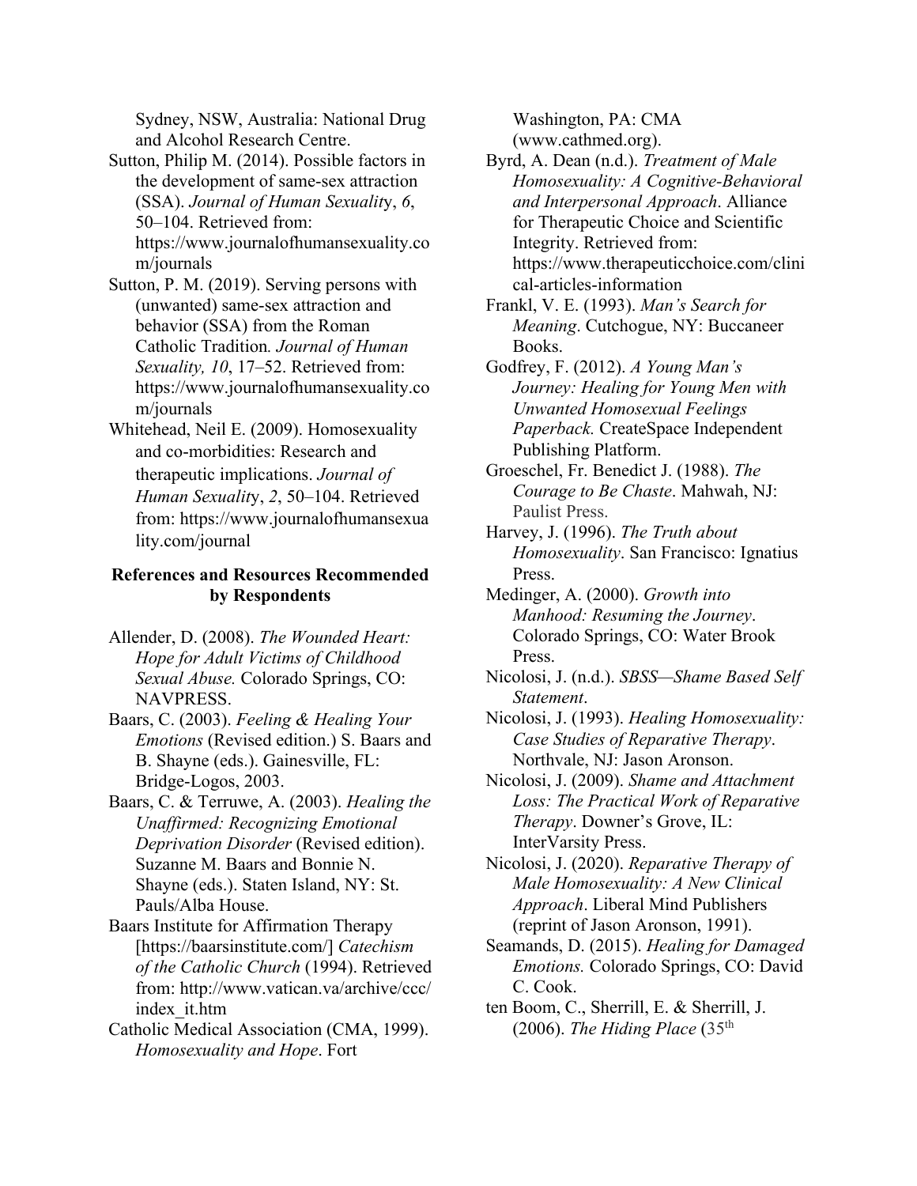Sydney, NSW, Australia: National Drug and Alcohol Research Centre.

Sutton, Philip M. (2014). Possible factors in the development of same-sex attraction (SSA). *Journal of Human Sexuality*, *6*, 50–104. Retrieved from: https://www.journalofhumansexuality.com/journals

Sutton, P. M. (2019). Serving persons with (unwanted) same-sex attraction and behavior (SSA) from the Roman Catholic Tradition*. Journal of Human Sexuality, 10*, 17–52. Retrieved from: https://www.journalofhumansexuality.com/journals

Whitehead, Neil E. (2009). Homosexuality and co-morbidities: Research and therapeutic implications. *Journal of Human Sexuality*, *2*, 50–104. Retrieved from: https://www.journalofhumansexuality.com/journal

**References and Resources Recommended by Respondents**

Allender, D. (2008). *The Wounded Heart: Hope for Adult Victims of Childhood Sexual Abuse.* Colorado Springs, CO: NAVPRESS.

Baars, C. (2003). *Feeling & Healing Your Emotions* (Revised edition.) S. Baars and B. Shayne (eds.). Gainesville, FL: Bridge-Logos, 2003.

Baars, C. & Terruwe, A. (2003). *Healing the Unaffirmed: Recognizing Emotional Deprivation Disorder* (Revised edition). Suzanne M. Baars and Bonnie N. Shayne (eds.). Staten Island, NY: St. Pauls/Alba House.

Baars Institute for Affirmation Therapy [https://baarsinstitute.com/] *Catechism of the Catholic Church* (1994). Retrieved from: http://www.vatican.va/archive/ccc/index_it.htm

Catholic Medical Association (CMA, 1999). *Homosexuality and Hope*. Fort Washington, PA: CMA (www.cathmed.org).

Byrd, A. Dean (n.d.). *Treatment of Male Homosexuality: A Cognitive-Behavioral and Interpersonal Approach*. Alliance for Therapeutic Choice and Scientific Integrity. Retrieved from: https://www.therapeuticchoice.com/clinical-articles-information

Frankl, V. E. (1993). *Man's Search for Meaning*. Cutchogue, NY: Buccaneer Books.

Godfrey, F. (2012). *A Young Man's Journey: Healing for Young Men with Unwanted Homosexual Feelings Paperback.* CreateSpace Independent Publishing Platform.

Groeschel, Fr. Benedict J. (1988). *The Courage to Be Chaste*. Mahwah, NJ: Paulist Press.

Harvey, J. (1996). *The Truth about Homosexuality*. San Francisco: Ignatius Press.

Medinger, A. (2000). *Growth into Manhood: Resuming the Journey*. Colorado Springs, CO: Water Brook Press.

Nicolosi, J. (n.d.). *SBSS—Shame Based Self Statement*.

Nicolosi, J. (1993). *Healing Homosexuality: Case Studies of Reparative Therapy*. Northvale, NJ: Jason Aronson.

Nicolosi, J. (2009). *Shame and Attachment Loss: The Practical Work of Reparative Therapy*. Downer's Grove, IL: InterVarsity Press.

Nicolosi, J. (2020). *Reparative Therapy of Male Homosexuality: A New Clinical Approach*. Liberal Mind Publishers (reprint of Jason Aronson, 1991).

Seamands, D. (2015). *Healing for Damaged Emotions.* Colorado Springs, CO: David C. Cook.

ten Boom, C., Sherrill, E. & Sherrill, J. (2006). *The Hiding Place* (35th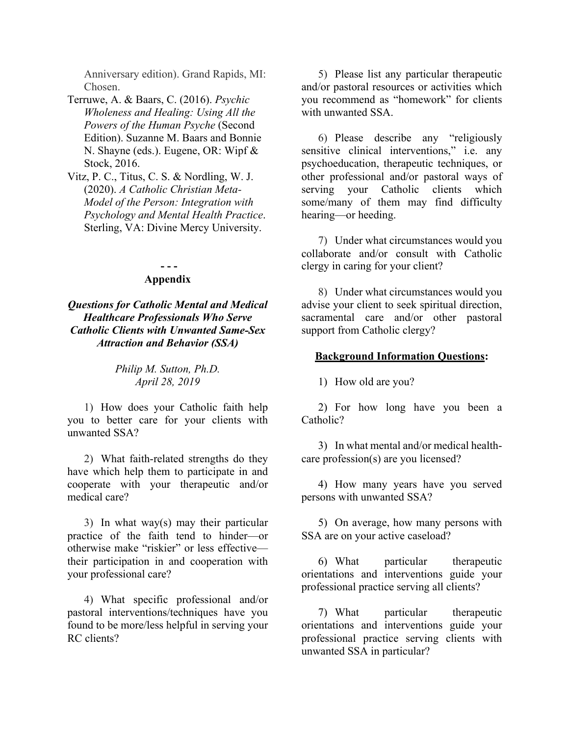Anniversary edition). Grand Rapids, MI: Chosen.

Terruwe, A. & Baars, C. (2016). *Psychic Wholeness and Healing: Using All the Powers of the Human Psyche* (Second Edition). Suzanne M. Baars and Bonnie N. Shayne (eds.). Eugene, OR: Wipf & Stock, 2016.

Vitz, P. C., Titus, C. S. & Nordling, W. J. (2020). *A Catholic Christian Meta-Model of the Person: Integration with Psychology and Mental Health Practice*. Sterling, VA: Divine Mercy University.

**- - -**

## Appendix

### *Questions for Catholic Mental and Medical Healthcare Professionals Who Serve Catholic Clients with Unwanted Same-Sex Attraction and Behavior (SSA)*

*Philip M. Sutton, Ph.D.*
*April 28, 2019*

1) How does your Catholic faith help you to better care for your clients with unwanted SSA?

2) What faith-related strengths do they have which help them to participate in and cooperate with your therapeutic and/or medical care?

3) In what way(s) may their particular practice of the faith tend to hinder—or otherwise make "riskier" or less effective—their participation in and cooperation with your professional care?

4) What specific professional and/or pastoral interventions/techniques have you found to be more/less helpful in serving your RC clients?

5) Please list any particular therapeutic and/or pastoral resources or activities which you recommend as "homework" for clients with unwanted SSA.

6) Please describe any "religiously sensitive clinical interventions," i.e. any psychoeducation, therapeutic techniques, or other professional and/or pastoral ways of serving your Catholic clients which some/many of them may find difficulty hearing—or heeding.

7) Under what circumstances would you collaborate and/or consult with Catholic clergy in caring for your client?

8) Under what circumstances would you advise your client to seek spiritual direction, sacramental care and/or other pastoral support from Catholic clergy?

**Background Information Questions:**

1) How old are you?

2) For how long have you been a Catholic?

3) In what mental and/or medical health-care profession(s) are you licensed?

4) How many years have you served persons with unwanted SSA?

5) On average, how many persons with SSA are on your active caseload?

6) What particular therapeutic orientations and interventions guide your professional practice serving all clients?

7) What particular therapeutic orientations and interventions guide your professional practice serving clients with unwanted SSA in particular?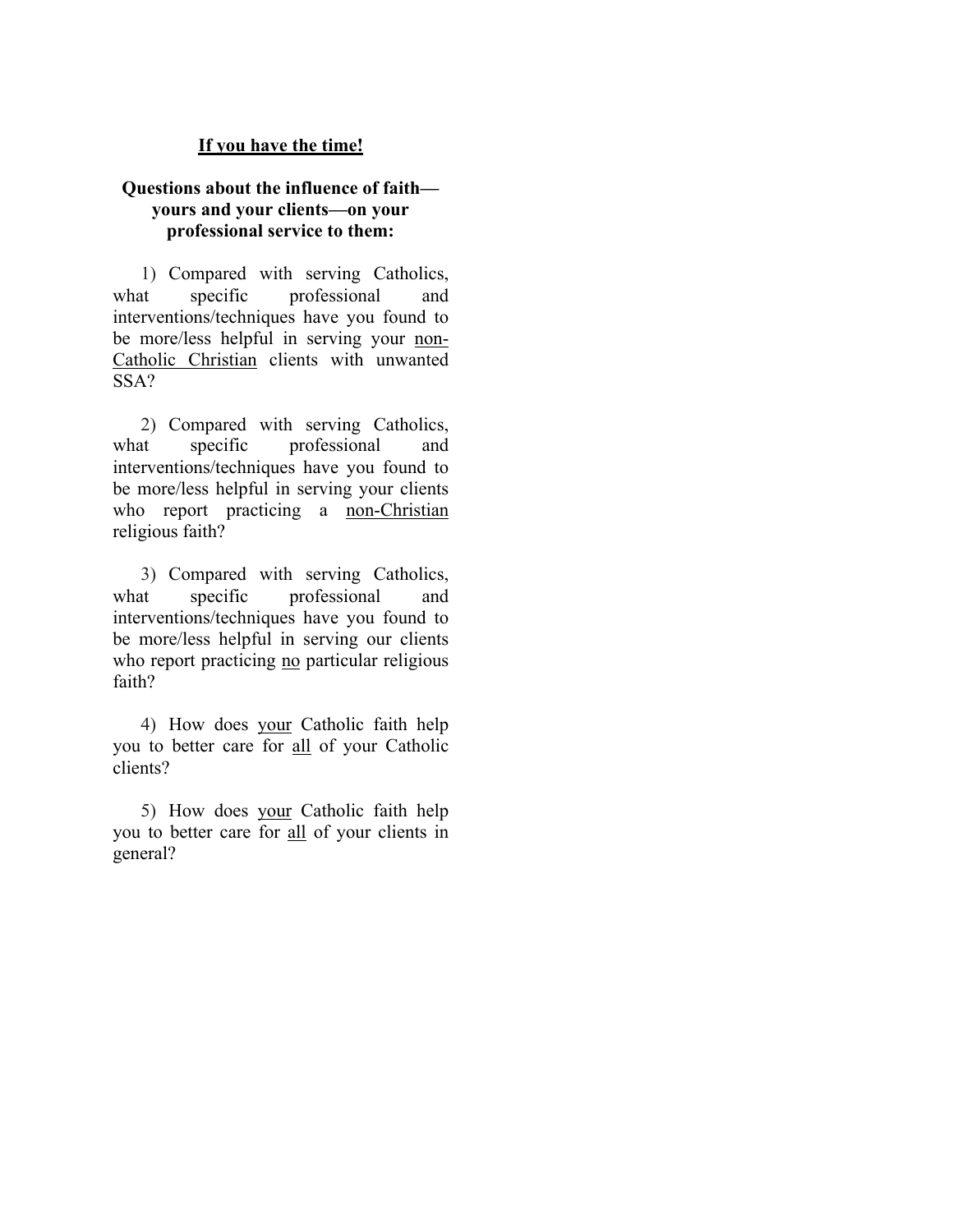**<u>If you have the time!</u>**

**Questions about the influence of faith—yours and your clients—on your professional service to them:**

1) Compared with serving Catholics, what specific professional and interventions/techniques have you found to be more/less helpful in serving your <u>non-Catholic Christian</u> clients with unwanted SSA?

2) Compared with serving Catholics, what specific professional and interventions/techniques have you found to be more/less helpful in serving your clients who report practicing a <u>non-Christian</u> religious faith?

3) Compared with serving Catholics, what specific professional and interventions/techniques have you found to be more/less helpful in serving our clients who report practicing <u>no</u> particular religious faith?

4) How does <u>your</u> Catholic faith help you to better care for <u>all</u> of your Catholic clients?

5) How does <u>your</u> Catholic faith help you to better care for <u>all</u> of your clients in general?